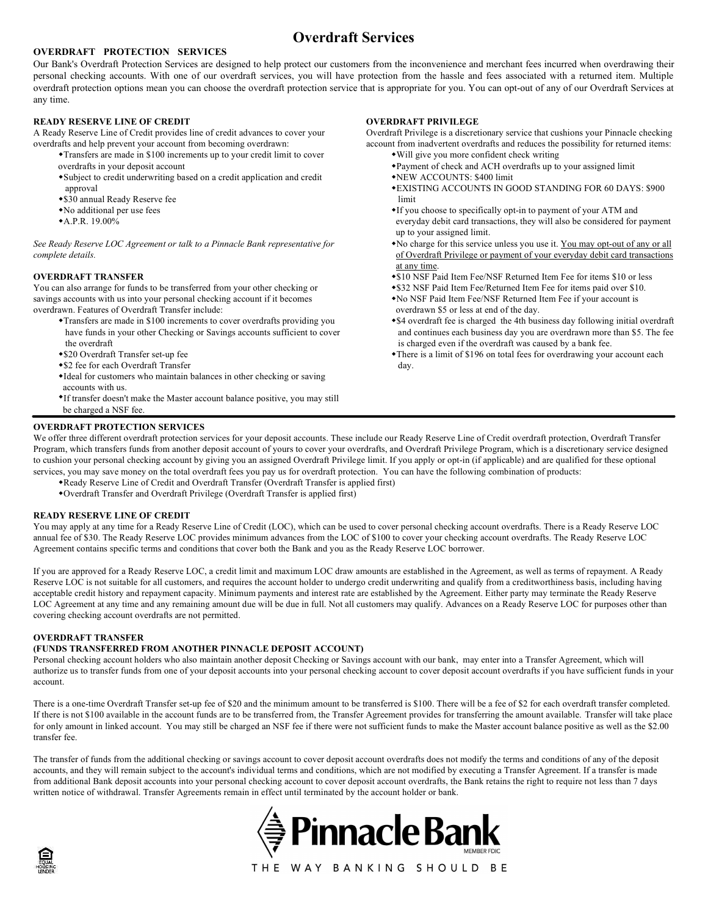# Overdraft Services

## OVERDRAFT PROTECTION SERVICES

Our Bank's Overdraft Protection Services are designed to help protect our customers from the inconvenience and merchant fees incurred when overdrawing their personal checking accounts. With one of our overdraft services, you will have protection from the hassle and fees associated with a returned item. Multiple overdraft protection options mean you can choose the overdraft protection service that is appropriate for you. You can opt-out of any of our Overdraft Services at any time.

### READY RESERVE LINE OF CREDIT

A Ready Reserve Line of Credit provides line of credit advances to cover your overdrafts and help prevent your account from becoming overdrawn:

- Transfers are made in $100 increments up to your credit limit to cover overdrafts in your deposit account
- Subject to credit underwriting based on a credit application and credit approval
- $30 annual Ready Reserve fee
- No additional per use fees
- A.P.R. 19.00%

*See Ready Reserve LOC Agreement or talk to a Pinnacle Bank representative for complete details.*

### OVERDRAFT TRANSFER

You can also arrange for funds to be transferred from your other checking or savings accounts with us into your personal checking account if it becomes overdrawn. Features of Overdraft Transfer include:

- Transfers are made in $100 increments to cover overdrafts providing you have funds in your other Checking or Savings accounts sufficient to cover the overdraft
- $20 Overdraft Transfer set-up fee
- $2 fee for each Overdraft Transfer
- Ideal for customers who maintain balances in other checking or saving accounts with us.
- If transfer doesn't make the Master account balance positive, you may still be charged a NSF fee.

### OVERDRAFT PRIVILEGE

Overdraft Privilege is a discretionary service that cushions your Pinnacle checking account from inadvertent overdrafts and reduces the possibility for returned items:

- Will give you more confident check writing
- Payment of check and ACH overdrafts up to your assigned limit
- NEW ACCOUNTS: $400 limit
- EXISTING ACCOUNTS IN GOOD STANDING FOR 60 DAYS: $900 limit
- If you choose to specifically opt-in to payment of your ATM and everyday debit card transactions, they will also be considered for payment up to your assigned limit.
- No charge for this service unless you use it. You may opt-out of any or all of Overdraft Privilege or payment of your everyday debit card transactions at any time.
- $10 NSF Paid Item Fee/NSF Returned Item Fee for items $10 or less
- $32 NSF Paid Item Fee/Returned Item Fee for items paid over $10.
- No NSF Paid Item Fee/NSF Returned Item Fee if your account is overdrawn $5 or less at end of the day.
- $4 overdraft fee is charged the 4th business day following initial overdraft and continues each business day you are overdrawn more than $5. The fee is charged even if the overdraft was caused by a bank fee.
- There is a limit of $196 on total fees for overdrawing your account each day.

---

## OVERDRAFT PROTECTION SERVICES

We offer three different overdraft protection services for your deposit accounts. These include our Ready Reserve Line of Credit overdraft protection, Overdraft Transfer Program, which transfers funds from another deposit account of yours to cover your overdrafts, and Overdraft Privilege Program, which is a discretionary service designed to cushion your personal checking account by giving you an assigned Overdraft Privilege limit. If you apply or opt-in (if applicable) and are qualified for these optional services, you may save money on the total overdraft fees you pay us for overdraft protection. You can have the following combination of products:

- Ready Reserve Line of Credit and Overdraft Transfer (Overdraft Transfer is applied first)
- Overdraft Transfer and Overdraft Privilege (Overdraft Transfer is applied first)

### READY RESERVE LINE OF CREDIT

You may apply at any time for a Ready Reserve Line of Credit (LOC), which can be used to cover personal checking account overdrafts. There is a Ready Reserve LOC annual fee of $30. The Ready Reserve LOC provides minimum advances from the LOC of $100 to cover your checking account overdrafts. The Ready Reserve LOC Agreement contains specific terms and conditions that cover both the Bank and you as the Ready Reserve LOC borrower.

If you are approved for a Ready Reserve LOC, a credit limit and maximum LOC draw amounts are established in the Agreement, as well as terms of repayment. A Ready Reserve LOC is not suitable for all customers, and requires the account holder to undergo credit underwriting and qualify from a creditworthiness basis, including having acceptable credit history and repayment capacity. Minimum payments and interest rate are established by the Agreement. Either party may terminate the Ready Reserve LOC Agreement at any time and any remaining amount due will be due in full. Not all customers may qualify. Advances on a Ready Reserve LOC for purposes other than covering checking account overdrafts are not permitted.

### OVERDRAFT TRANSFER
### (FUNDS TRANSFERRED FROM ANOTHER PINNACLE DEPOSIT ACCOUNT)

Personal checking account holders who also maintain another deposit Checking or Savings account with our bank, may enter into a Transfer Agreement, which will authorize us to transfer funds from one of your deposit accounts into your personal checking account to cover deposit account overdrafts if you have sufficient funds in your account.

There is a one-time Overdraft Transfer set-up fee of $20 and the minimum amount to be transferred is $100. There will be a fee of $2 for each overdraft transfer completed. If there is not $100 available in the account funds are to be transferred from, the Transfer Agreement provides for transferring the amount available. Transfer will take place for only amount in linked account. You may still be charged an NSF fee if there were not sufficient funds to make the Master account balance positive as well as the $2.00 transfer fee.

The transfer of funds from the additional checking or savings account to cover deposit account overdrafts does not modify the terms and conditions of any of the deposit accounts, and they will remain subject to the account's individual terms and conditions, which are not modified by executing a Transfer Agreement. If a transfer is made from additional Bank deposit accounts into your personal checking account to cover deposit account overdrafts, the Bank retains the right to require not less than 7 days written notice of withdrawal. Transfer Agreements remain in effect until terminated by the account holder or bank.

Pinnacle Bank
MEMBER FDIC
THE WAY BANKING SHOULD BE

EQUAL HOUSING LENDER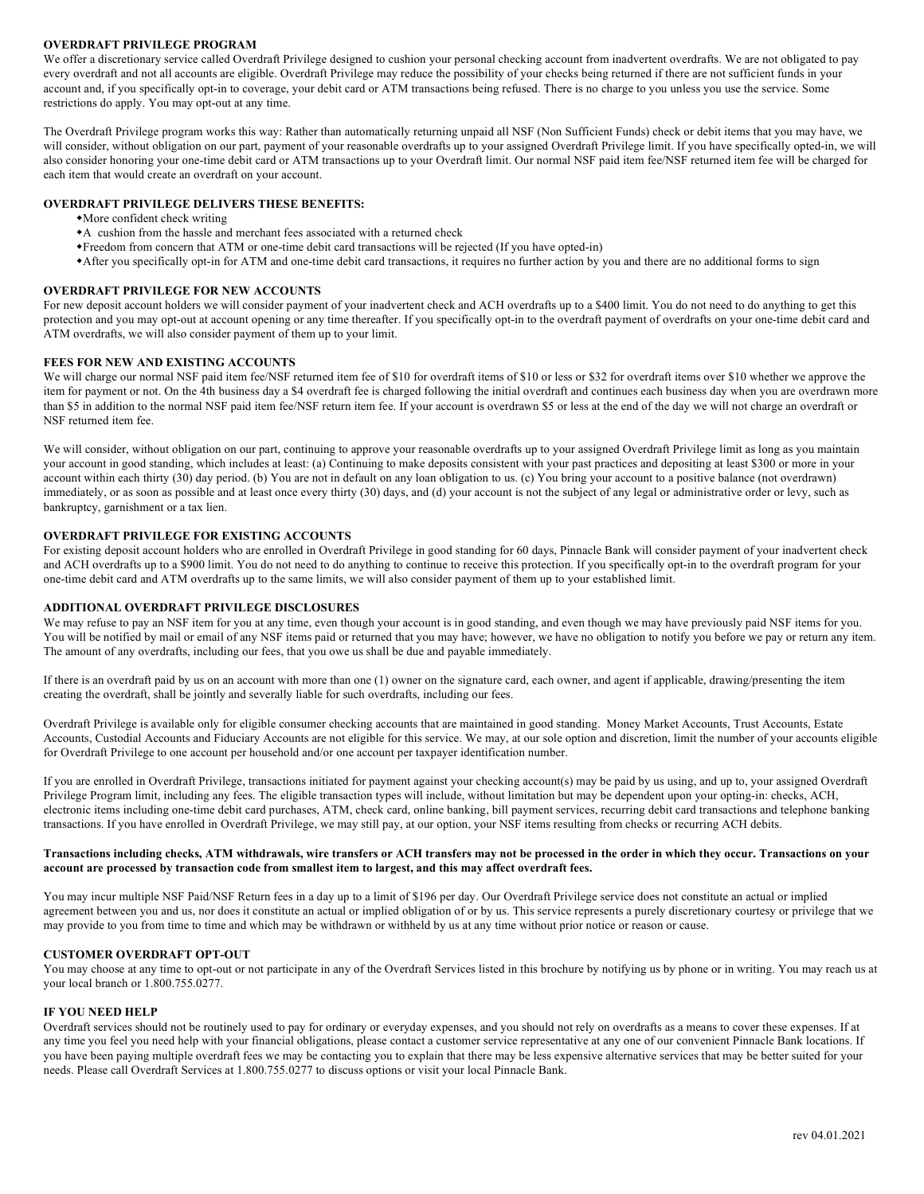## OVERDRAFT PRIVILEGE PROGRAM

We offer a discretionary service called Overdraft Privilege designed to cushion your personal checking account from inadvertent overdrafts. We are not obligated to pay every overdraft and not all accounts are eligible. Overdraft Privilege may reduce the possibility of your checks being returned if there are not sufficient funds in your account and, if you specifically opt-in to coverage, your debit card or ATM transactions being refused. There is no charge to you unless you use the service. Some restrictions do apply. You may opt-out at any time.

The Overdraft Privilege program works this way: Rather than automatically returning unpaid all NSF (Non Sufficient Funds) check or debit items that you may have, we will consider, without obligation on our part, payment of your reasonable overdrafts up to your assigned Overdraft Privilege limit. If you have specifically opted-in, we will also consider honoring your one-time debit card or ATM transactions up to your Overdraft limit. Our normal NSF paid item fee/NSF returned item fee will be charged for each item that would create an overdraft on your account.

## OVERDRAFT PRIVILEGE DELIVERS THESE BENEFITS:

- More confident check writing
- A cushion from the hassle and merchant fees associated with a returned check
- Freedom from concern that ATM or one-time debit card transactions will be rejected (If you have opted-in)
- After you specifically opt-in for ATM and one-time debit card transactions, it requires no further action by you and there are no additional forms to sign

## OVERDRAFT PRIVILEGE FOR NEW ACCOUNTS

For new deposit account holders we will consider payment of your inadvertent check and ACH overdrafts up to a $400 limit. You do not need to do anything to get this protection and you may opt-out at account opening or any time thereafter. If you specifically opt-in to the overdraft payment of overdrafts on your one-time debit card and ATM overdrafts, we will also consider payment of them up to your limit.

## FEES FOR NEW AND EXISTING ACCOUNTS

We will charge our normal NSF paid item fee/NSF returned item fee of $10 for overdraft items of $10 or less or $32 for overdraft items over $10 whether we approve the item for payment or not. On the 4th business day a $4 overdraft fee is charged following the initial overdraft and continues each business day when you are overdrawn more than $5 in addition to the normal NSF paid item fee/NSF return item fee. If your account is overdrawn $5 or less at the end of the day we will not charge an overdraft or NSF returned item fee.

We will consider, without obligation on our part, continuing to approve your reasonable overdrafts up to your assigned Overdraft Privilege limit as long as you maintain your account in good standing, which includes at least: (a) Continuing to make deposits consistent with your past practices and depositing at least $300 or more in your account within each thirty (30) day period. (b) You are not in default on any loan obligation to us. (c) You bring your account to a positive balance (not overdrawn) immediately, or as soon as possible and at least once every thirty (30) days, and (d) your account is not the subject of any legal or administrative order or levy, such as bankruptcy, garnishment or a tax lien.

## OVERDRAFT PRIVILEGE FOR EXISTING ACCOUNTS

For existing deposit account holders who are enrolled in Overdraft Privilege in good standing for 60 days, Pinnacle Bank will consider payment of your inadvertent check and ACH overdrafts up to a $900 limit. You do not need to do anything to continue to receive this protection. If you specifically opt-in to the overdraft program for your one-time debit card and ATM overdrafts up to the same limits, we will also consider payment of them up to your established limit.

## ADDITIONAL OVERDRAFT PRIVILEGE DISCLOSURES

We may refuse to pay an NSF item for you at any time, even though your account is in good standing, and even though we may have previously paid NSF items for you. You will be notified by mail or email of any NSF items paid or returned that you may have; however, we have no obligation to notify you before we pay or return any item. The amount of any overdrafts, including our fees, that you owe us shall be due and payable immediately.

If there is an overdraft paid by us on an account with more than one (1) owner on the signature card, each owner, and agent if applicable, drawing/presenting the item creating the overdraft, shall be jointly and severally liable for such overdrafts, including our fees.

Overdraft Privilege is available only for eligible consumer checking accounts that are maintained in good standing. Money Market Accounts, Trust Accounts, Estate Accounts, Custodial Accounts and Fiduciary Accounts are not eligible for this service. We may, at our sole option and discretion, limit the number of your accounts eligible for Overdraft Privilege to one account per household and/or one account per taxpayer identification number.

If you are enrolled in Overdraft Privilege, transactions initiated for payment against your checking account(s) may be paid by us using, and up to, your assigned Overdraft Privilege Program limit, including any fees. The eligible transaction types will include, without limitation but may be dependent upon your opting-in: checks, ACH, electronic items including one-time debit card purchases, ATM, check card, online banking, bill payment services, recurring debit card transactions and telephone banking transactions. If you have enrolled in Overdraft Privilege, we may still pay, at our option, your NSF items resulting from checks or recurring ACH debits.

**Transactions including checks, ATM withdrawals, wire transfers or ACH transfers may not be processed in the order in which they occur. Transactions on your account are processed by transaction code from smallest item to largest, and this may affect overdraft fees.**

You may incur multiple NSF Paid/NSF Return fees in a day up to a limit of $196 per day. Our Overdraft Privilege service does not constitute an actual or implied agreement between you and us, nor does it constitute an actual or implied obligation of or by us. This service represents a purely discretionary courtesy or privilege that we may provide to you from time to time and which may be withdrawn or withheld by us at any time without prior notice or reason or cause.

## CUSTOMER OVERDRAFT OPT-OUT

You may choose at any time to opt-out or not participate in any of the Overdraft Services listed in this brochure by notifying us by phone or in writing. You may reach us at your local branch or 1.800.755.0277.

## IF YOU NEED HELP

Overdraft services should not be routinely used to pay for ordinary or everyday expenses, and you should not rely on overdrafts as a means to cover these expenses. If at any time you feel you need help with your financial obligations, please contact a customer service representative at any one of our convenient Pinnacle Bank locations. If you have been paying multiple overdraft fees we may be contacting you to explain that there may be less expensive alternative services that may be better suited for your needs. Please call Overdraft Services at 1.800.755.0277 to discuss options or visit your local Pinnacle Bank.

rev 04.01.2021